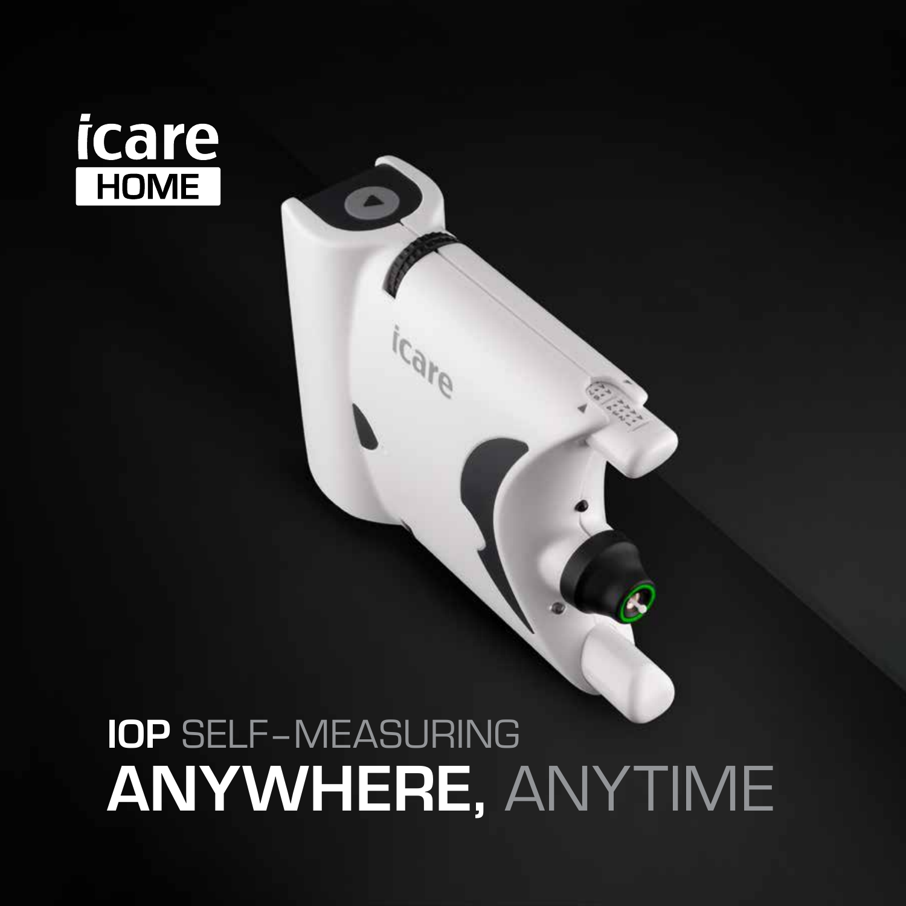icare HOME

# IOP SELF-MEASURING ANYWHERE, ANYTIME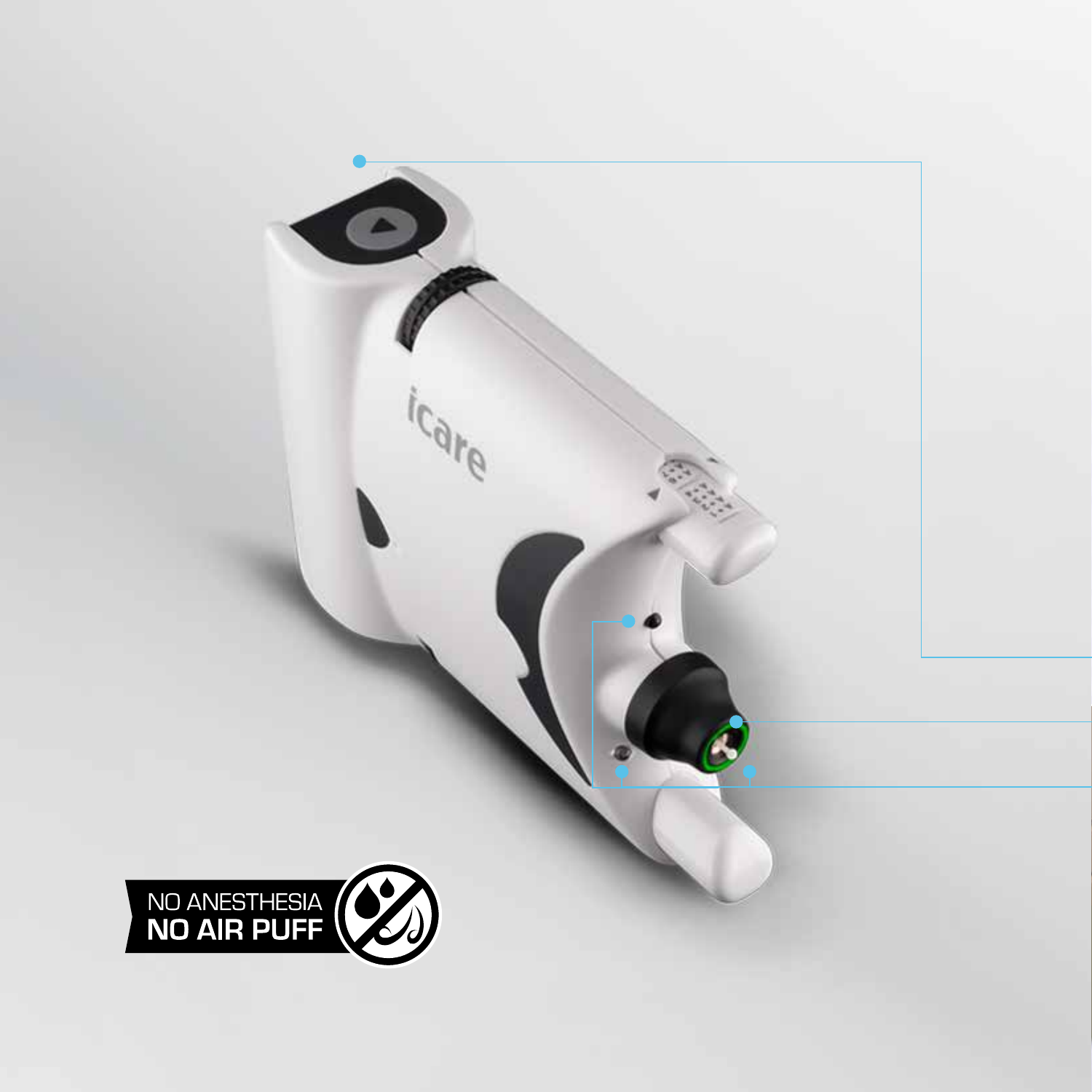NO ANESTHESIA
**NO AIR PUFF**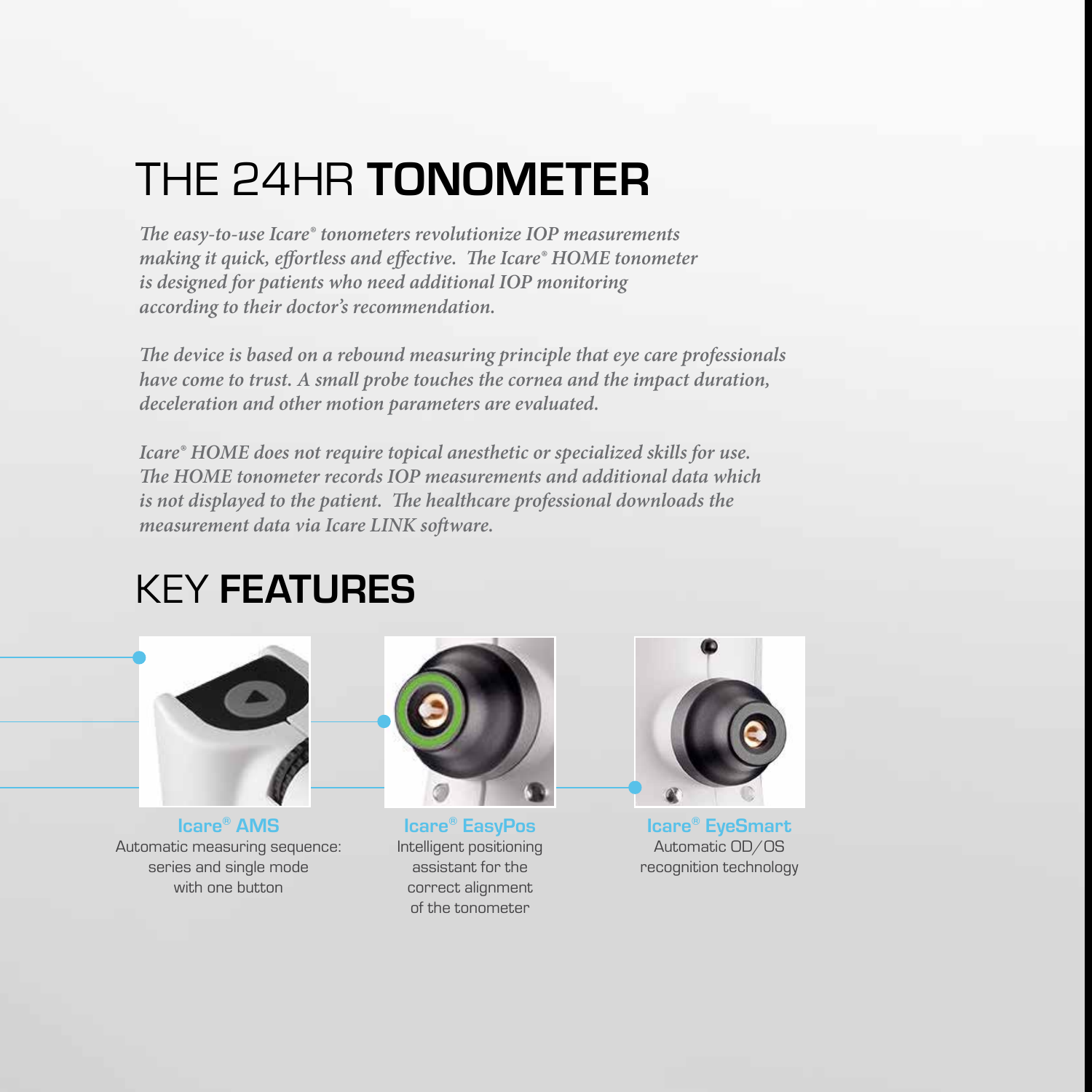# THE 24HR **TONOMETER**

*The easy-to-use Icare® tonometers revolutionize IOP measurements making it quick, effortless and effective. The Icare® HOME tonometer is designed for patients who need additional IOP monitoring according to their doctor's recommendation.*

*The device is based on a rebound measuring principle that eye care professionals have come to trust. A small probe touches the cornea and the impact duration, deceleration and other motion parameters are evaluated.*

*Icare® HOME does not require topical anesthetic or specialized skills for use. The HOME tonometer records IOP measurements and additional data which is not displayed to the patient. The healthcare professional downloads the measurement data via Icare LINK software.*

# KEY **FEATURES**

**Icare® AMS**
Automatic measuring sequence: series and single mode with one button

**Icare® EasyPos**
Intelligent positioning assistant for the correct alignment of the tonometer

**Icare® EyeSmart**
Automatic OD/OS recognition technology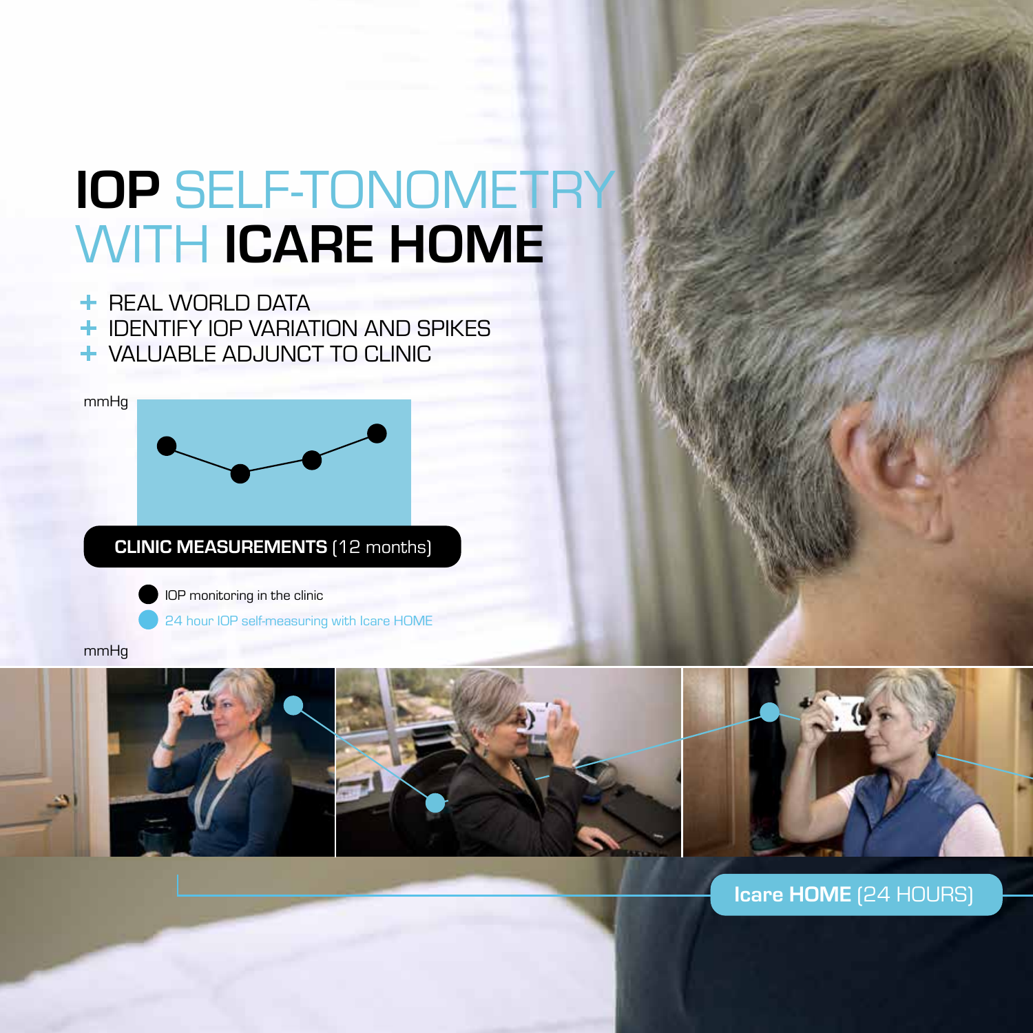# IOP SELF-TONOMETRY WITH ICARE HOME

- REAL WORLD DATA
- IDENTIFY IOP VARIATION AND SPIKES
- VALUABLE ADJUNCT TO CLINIC

mmHg

**CLINIC MEASUREMENTS** (12 months)

- IOP monitoring in the clinic
- 24 hour IOP self-measuring with Icare HOME

mmHg

**Icare HOME** (24 HOURS)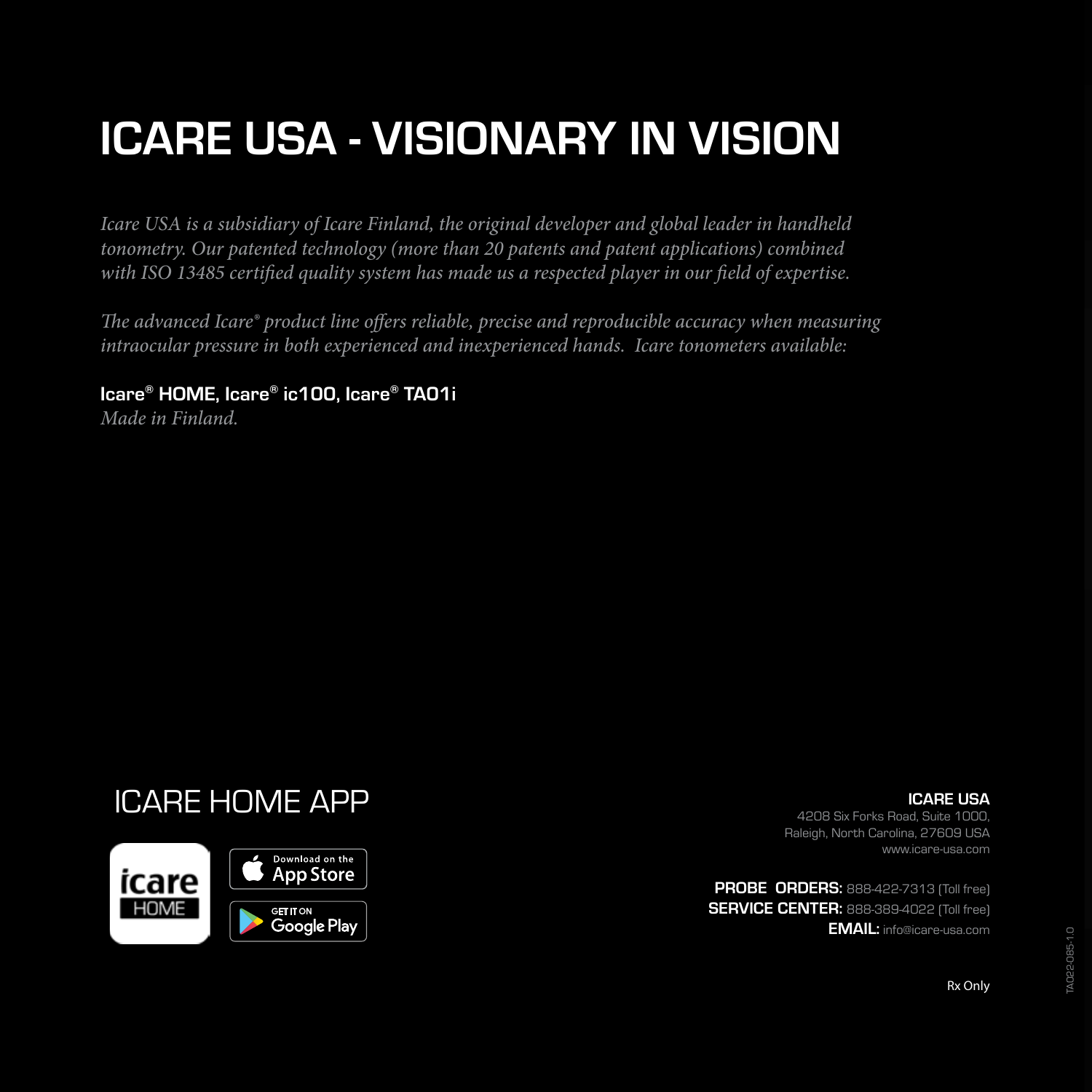# ICARE USA - VISIONARY IN VISION

*Icare USA is a subsidiary of Icare Finland, the original developer and global leader in handheld tonometry. Our patented technology (more than 20 patents and patent applications) combined with ISO 13485 certified quality system has made us a respected player in our field of expertise.*

*The advanced Icare® product line offers reliable, precise and reproducible accuracy when measuring intraocular pressure in both experienced and inexperienced hands. Icare tonometers available:*

**Icare® HOME, Icare® ic100, Icare® TA01i**
*Made in Finland.*

## ICARE HOME APP

icare HOME

Download on the App Store

GET IT ON Google Play

**ICARE USA**
4208 Six Forks Road, Suite 1000,
Raleigh, North Carolina, 27609 USA
www.icare-usa.com

**PROBE ORDERS:** 888-422-7313 (Toll free)
**SERVICE CENTER:** 888-389-4022 (Toll free)
**EMAIL:** info@icare-usa.com

Rx Only

TA022-085-1.0